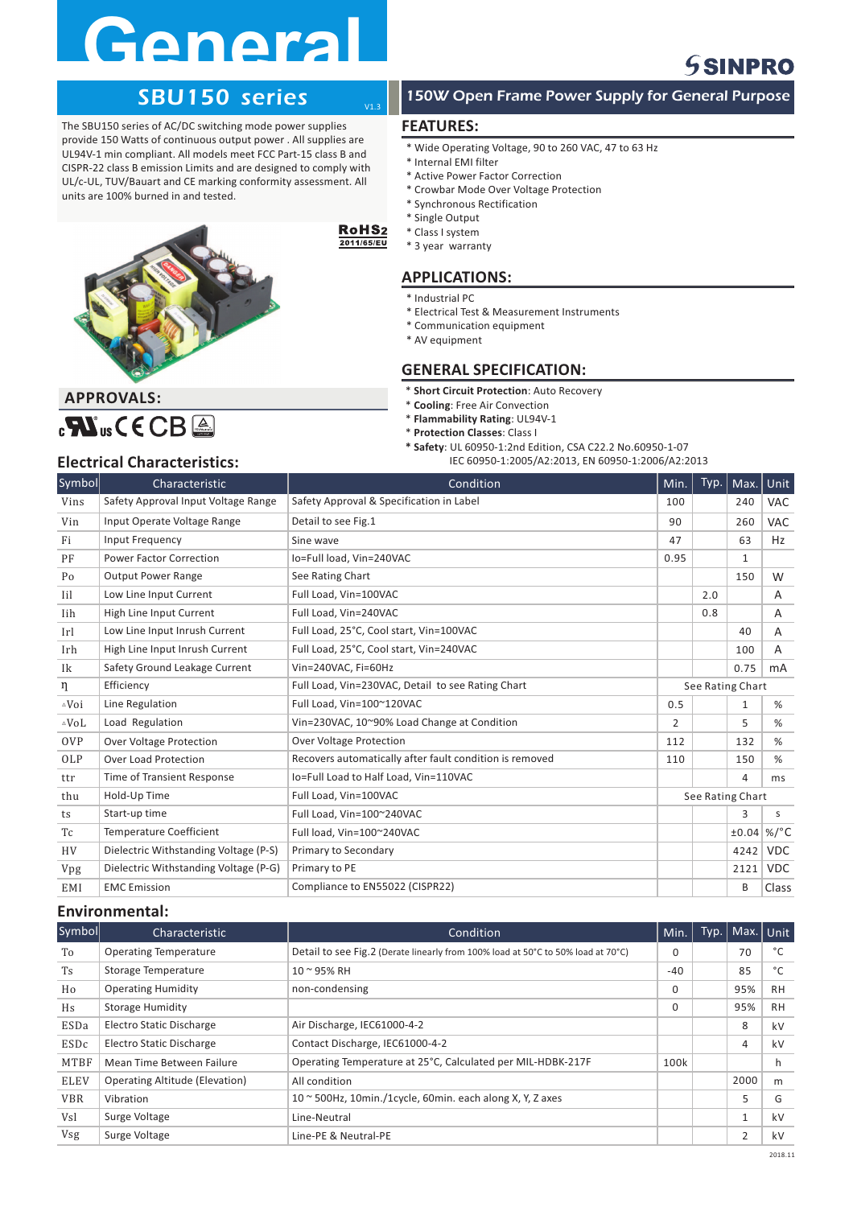# General

## SBU150 series

V1.3

**150W Open Frame Power Supply for General Purpose**

The SBU150 series of AC/DC switching mode power supplies provide 150 Watts of continuous output power . All supplies are UL94V-1 min compliant. All models meet FCC Part-15 class B and CISPR-22 class B emission Limits and are designed to comply with UL/c-UL, TUV/Bauart and CE marking conformity assessment. All units are 100% burned in and tested.

RoHS2 2011/65/EU

## FEATURES:

* Wide Operating Voltage, 90 to 260 VAC, 47 to 63 Hz
* Internal EMI filter
* Active Power Factor Correction
* Crowbar Mode Over Voltage Protection
* Synchronous Rectification
* Single Output
* Class I system
* 3 year warranty

## APPLICATIONS:

* Industrial PC
* Electrical Test & Measurement Instruments
* Communication equipment
* AV equipment

## APPROVALS:

## GENERAL SPECIFICATION:

* **Short Circuit Protection**: Auto Recovery
* **Cooling**: Free Air Convection
* **Flammability Rating**: UL94V-1
* **Protection Classes**: Class I
* **Safety**: UL 60950-1:2nd Edition, CSA C22.2 No.60950-1-07
  IEC 60950-1:2005/A2:2013, EN 60950-1:2006/A2:2013

## Electrical Characteristics:

| Symbol | Characteristic | Condition | Min. | Typ. | Max. | Unit |
|---|---|---|---|---|---|---|
| Vins | Safety Approval Input Voltage Range | Safety Approval & Specification in Label | 100 | | 240 | VAC |
| Vin | Input Operate Voltage Range | Detail to see Fig.1 | 90 | | 260 | VAC |
| Fi | Input Frequency | Sine wave | 47 | | 63 | Hz |
| PF | Power Factor Correction | Io=Full load, Vin=240VAC | 0.95 | | 1 | |
| Po | Output Power Range | See Rating Chart | | | 150 | W |
| Iil | Low Line Input Current | Full Load, Vin=100VAC | | 2.0 | | A |
| Iih | High Line Input Current | Full Load, Vin=240VAC | | 0.8 | | A |
| Irl | Low Line Input Inrush Current | Full Load, 25°C, Cool start, Vin=100VAC | | | 40 | A |
| Irh | High Line Input Inrush Current | Full Load, 25°C, Cool start, Vin=240VAC | | | 100 | A |
| Ik | Safety Ground Leakage Current | Vin=240VAC, Fi=60Hz | | | 0.75 | mA |
| η | Efficiency | Full Load, Vin=230VAC, Detail to see Rating Chart | See Rating Chart | | | |
| △Voi | Line Regulation | Full Load, Vin=100~120VAC | 0.5 | | 1 | % |
| △VoL | Load Regulation | Vin=230VAC, 10~90% Load Change at Condition | 2 | | 5 | % |
| OVP | Over Voltage Protection | Over Voltage Protection | 112 | | 132 | % |
| OLP | Over Load Protection | Recovers automatically after fault condition is removed | 110 | | 150 | % |
| ttr | Time of Transient Response | Io=Full Load to Half Load, Vin=110VAC | | | 4 | ms |
| thu | Hold-Up Time | Full Load, Vin=100VAC | See Rating Chart | | | |
| ts | Start-up time | Full Load, Vin=100~240VAC | | | 3 | s |
| Tc | Temperature Coefficient | Full load, Vin=100~240VAC | | | ±0.04 | %/°C |
| HV | Dielectric Withstanding Voltage (P-S) | Primary to Secondary | | | 4242 | VDC |
| Vpg | Dielectric Withstanding Voltage (P-G) | Primary to PE | | | 2121 | VDC |
| EMI | EMC Emission | Compliance to EN55022 (CISPR22) | | | B | Class |

## Environmental:

| Symbol | Characteristic | Condition | Min. | Typ. | Max. | Unit |
|---|---|---|---|---|---|---|
| To | Operating Temperature | Detail to see Fig.2 (Derate linearly from 100% load at 50°C to 50% load at 70°C) | 0 | | 70 | °C |
| Ts | Storage Temperature | 10 ~ 95% RH | -40 | | 85 | °C |
| Ho | Operating Humidity | non-condensing | 0 | | 95% | RH |
| Hs | Storage Humidity | | 0 | | 95% | RH |
| ESDa | Electro Static Discharge | Air Discharge, IEC61000-4-2 | | | 8 | kV |
| ESDc | Electro Static Discharge | Contact Discharge, IEC61000-4-2 | | | 4 | kV |
| MTBF | Mean Time Between Failure | Operating Temperature at 25°C, Calculated per MIL-HDBK-217F | 100k | | | h |
| ELEV | Operating Altitude (Elevation) | All condition | | | 2000 | m |
| VBR | Vibration | 10 ~ 500Hz, 10min./1cycle, 60min. each along X, Y, Z axes | | | 5 | G |
| Vsl | Surge Voltage | Line-Neutral | | | 1 | kV |
| Vsg | Surge Voltage | Line-PE & Neutral-PE | | | 2 | kV |

2018.11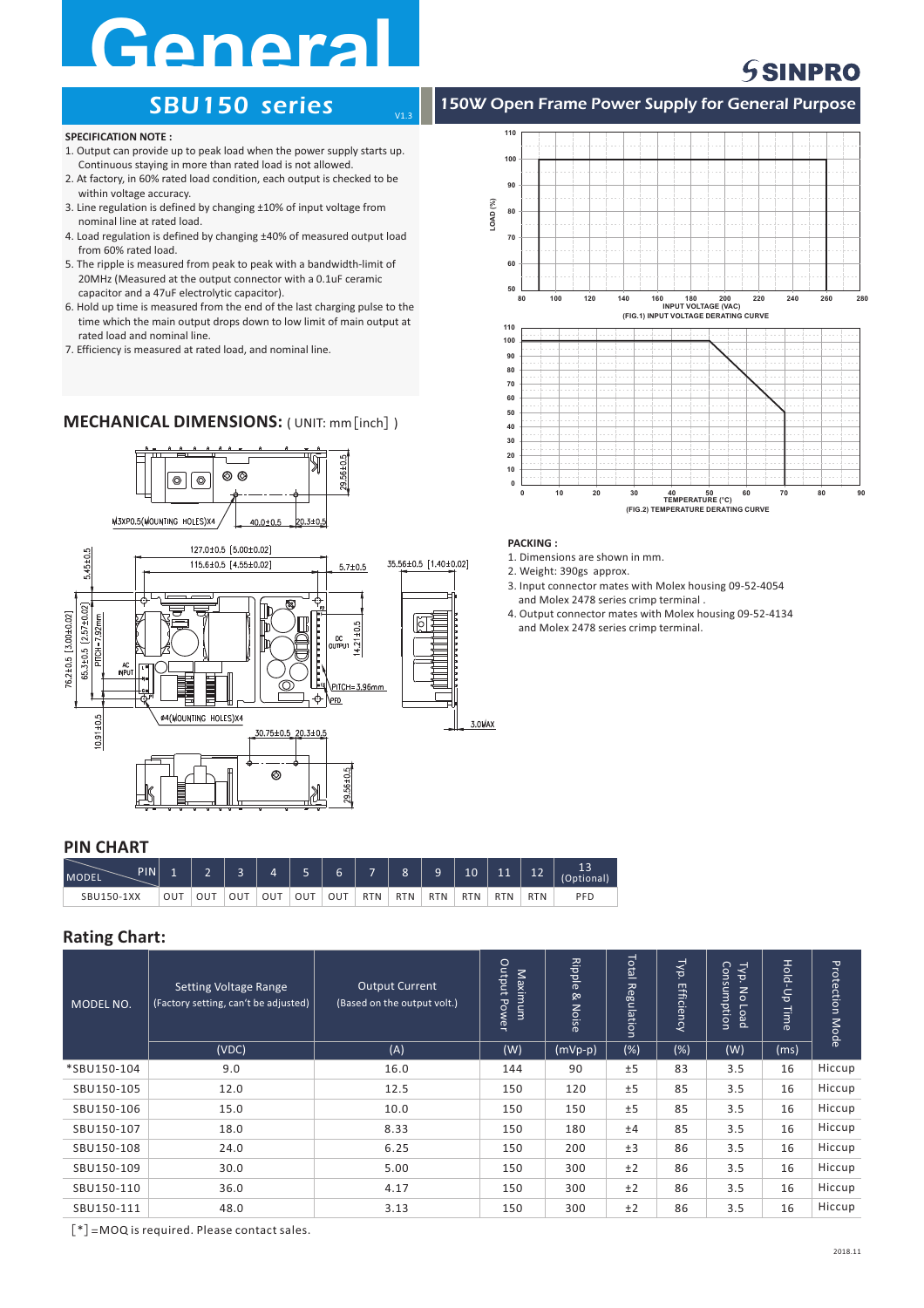# General

# SBU150 series

V1.3

## 150W Open Frame Power Supply for General Purpose

**SPECIFICATION NOTE :**

1. Output can provide up to peak load when the power supply starts up. Continuous staying in more than rated load is not allowed.
2. At factory, in 60% rated load condition, each output is checked to be within voltage accuracy.
3. Line regulation is defined by changing ±10% of input voltage from nominal line at rated load.
4. Load regulation is defined by changing ±40% of measured output load from 60% rated load.
5. The ripple is measured from peak to peak with a bandwidth-limit of 20MHz (Measured at the output connector with a 0.1uF ceramic capacitor and a 47uF electrolytic capacitor).
6. Hold up time is measured from the end of the last charging pulse to the time which the main output drops down to low limit of main output at rated load and nominal line.
7. Efficiency is measured at rated load, and nominal line.

LOAD (%)
110
100
90
80
70
60
50
80 100 120 140 160 180 200 220 240 260 280
INPUT VOLTAGE (VAC)
(FIG.1) INPUT VOLTAGE DERATING CURVE

110
100
90
80
70
60
50
40
30
20
10
0
0 10 20 30 40 50 60 70 80 90
TEMPERATURE (°C)
(FIG.2) TEMPERATURE DERATING CURVE

## MECHANICAL DIMENSIONS: ( UNIT: mm [inch] )

29.56±0.5
M3XP0.5(MOUNTING HOLES)X4
40.0±0.5
20.3±0.5
127.0±0.5 [5.00±0.02]
115.6±0.5 [4.55±0.02]
5.7±0.5
35.56±0.5 [1.40±0.02]
5.45±0.5
76.2±0.5 [3.00±0.02]
65.3±0.5 [2.57±0.02]
PITCH=7.92mm
AC INPUT
DC OUTPUT
14.21±0.5
PITCH=3.96mm
PFD
Φ4(MOUNTING HOLES)X4
10.91±0.5
30.75±0.5
20.3±0.5
29.56±0.5
3.0MAX

**PACKING :**

1. Dimensions are shown in mm.
2. Weight: 390gs approx.
3. Input connector mates with Molex housing 09-52-4054 and Molex 2478 series crimp terminal .
4. Output connector mates with Molex housing 09-52-4134 and Molex 2478 series crimp terminal.

## PIN CHART

| MODEL \ PIN | 1 | 2 | 3 | 4 | 5 | 6 | 7 | 8 | 9 | 10 | 11 | 12 | 13 (Optional) |
|---|---|---|---|---|---|---|---|---|---|---|---|---|---|
| SBU150-1XX | OUT | OUT | OUT | OUT | OUT | OUT | RTN | RTN | RTN | RTN | RTN | RTN | PFD |

## Rating Chart:

| MODEL NO. | Setting Voltage Range (Factory setting, can't be adjusted) | Output Current (Based on the output volt.) | Maximum Output Power | Ripple & Noise | Total Regulation | Typ. Efficiency | Typ. No Load Consumption | Hold-Up Time | Protection Mode |
|---|---|---|---|---|---|---|---|---|---|
| | (VDC) | (A) | (W) | (mVp-p) | (%) | (%) | (W) | (ms) | |
| *SBU150-104 | 9.0 | 16.0 | 144 | 90 | ±5 | 83 | 3.5 | 16 | Hiccup |
| SBU150-105 | 12.0 | 12.5 | 150 | 120 | ±5 | 85 | 3.5 | 16 | Hiccup |
| SBU150-106 | 15.0 | 10.0 | 150 | 150 | ±5 | 85 | 3.5 | 16 | Hiccup |
| SBU150-107 | 18.0 | 8.33 | 150 | 180 | ±4 | 85 | 3.5 | 16 | Hiccup |
| SBU150-108 | 24.0 | 6.25 | 150 | 200 | ±3 | 86 | 3.5 | 16 | Hiccup |
| SBU150-109 | 30.0 | 5.00 | 150 | 300 | ±2 | 86 | 3.5 | 16 | Hiccup |
| SBU150-110 | 36.0 | 4.17 | 150 | 300 | ±2 | 86 | 3.5 | 16 | Hiccup |
| SBU150-111 | 48.0 | 3.13 | 150 | 300 | ±2 | 86 | 3.5 | 16 | Hiccup |

[*] =MOQ is required. Please contact sales.

2018.11